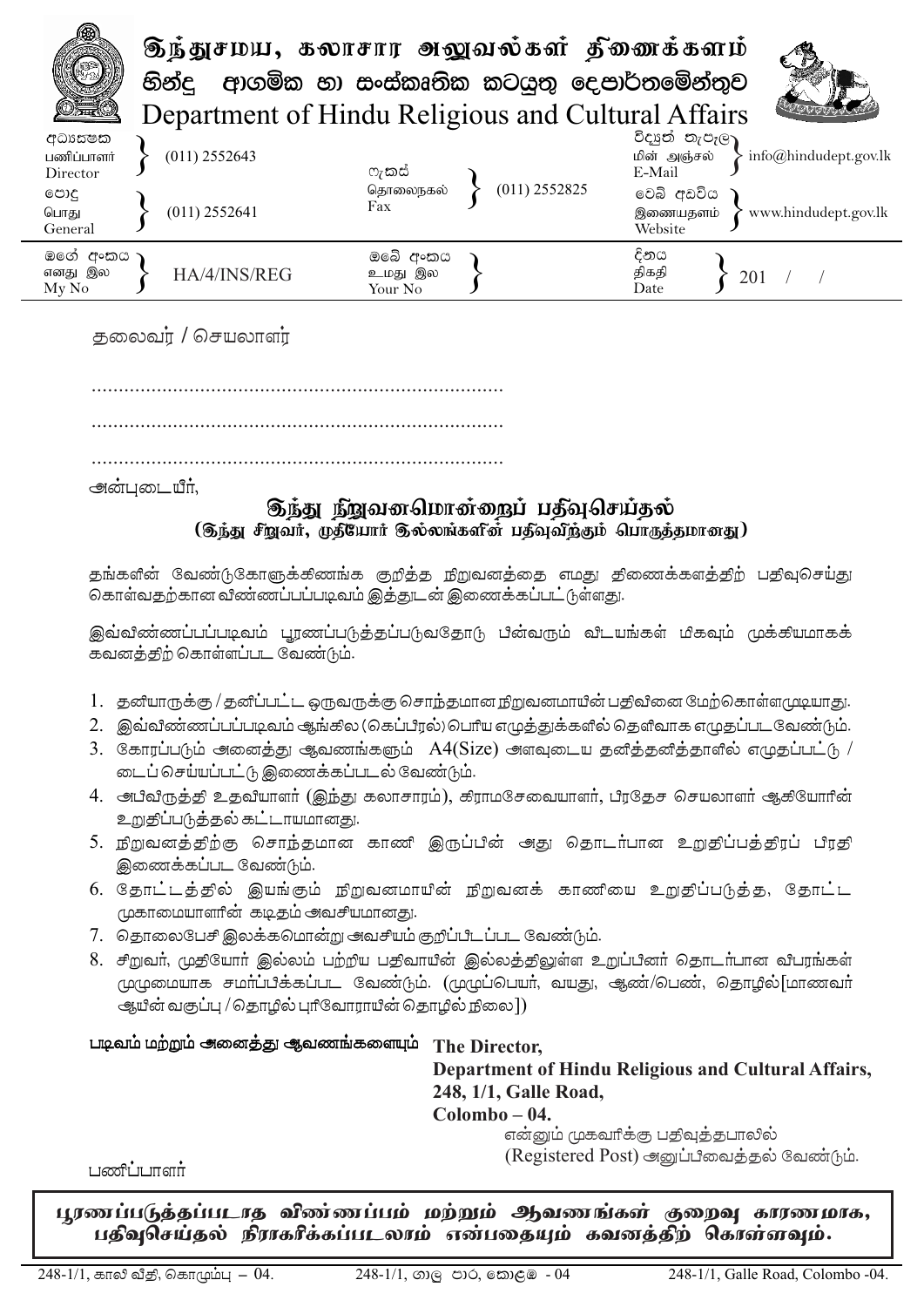# இந்துசமய, கலாசார அலுவல்கள் திணைக்களம்
# හින්දු ආගමික හා සංස්කෘතික කටයුතු දෙපාර්තමේන්තුව
# Department of Hindu Religious and Cultural Affairs

| | | | | | |
|---|---|---|---|---|---|
| අධ්‍යක්ෂක / பணிப்பாளர் / Director | (011) 2552643 | ෆැක්ස් / தொலைநகல் / Fax | (011) 2552825 | විද්‍යුත් තැපැල / மின் அஞ்சல் / E-Mail | info@hindudept.gov.lk |
| පොදු / பொது / General | (011) 2552641 | | | වෙබ් අඩවිය / இணையதளம் / Website | www.hindudept.gov.lk |
| මගේ අංකය / எனது இல / My No | HA/4/INS/REG | ඔබේ අංකය / உமது இல / Your No | | දිනය / திகதி / Date | 201 / / |

தலைவர் / செயலாளர்

.............................................................................

.............................................................................

.............................................................................

அன்புடையீர்,

## இந்து நிறுவனமொன்றைப் பதிவுசெய்தல்
### (இந்து சிறுவர், முதியோர் இல்லங்களின் பதிவிற்கும் பொருத்தமானது)

தங்களின் வேண்டுகோளுக்கிணங்க குறித்த நிறுவனத்தை எமது திணைக்களத்திற் பதிவுசெய்து கொள்வதற்கான விண்ணப்பப்படிவம் இத்துடன் இணைக்கப்பட்டுள்ளது.

இவ்விண்ணப்பப்படிவம் பூரணப்படுத்தப்படுவதோடு பின்வரும் விடயங்கள் மிகவும் முக்கியமாகக் கவனத்திற் கொள்ளப்பட வேண்டும்.

1. தனியாருக்கு / தனிப்பட்ட ஒருவருக்கு சொந்தமான நிறுவனமாயின் பதிவினை மேற்கொள்ளமுடியாது.
2. இவ்விண்ணப்பப்படிவம் ஆங்கில (கெப்பிரல்) பெரிய எழுத்துக்களில் தெளிவாக எழுதப்படவேண்டும்.
3. கோரப்படும் அனைத்து ஆவணங்களும் A4(Size) அளவுடைய தனித்தனித்தாளில் எழுதப்பட்டு / டைப் செய்யப்பட்டு இணைக்கப்படல் வேண்டும்.
4. அபிவிருத்தி உதவியாளர் (இந்து கலாசாரம்), கிராமசேவையாளர், பிரதேச செயலாளர் ஆகியோரின் உறுதிப்படுத்தல் கட்டாயமானது.
5. நிறுவனத்திற்கு சொந்தமான காணி இருப்பின் அது தொடர்பான உறுதிப்பத்திரப் பிரதி இணைக்கப்பட வேண்டும்.
6. தோட்டத்தில் இயங்கும் நிறுவனமாயின் நிறுவனக் காணியை உறுதிப்படுத்த, தோட்ட முகாமையாளரின் கடிதம் அவசியமானது.
7. தொலைபேசி இலக்கமொன்று அவசியம் குறிப்பிடப்பட வேண்டும்.
8. சிறுவர், முதியோர் இல்லம் பற்றிய பதிவாயின் இல்லத்திலுள்ள உறுப்பினர் தொடர்பான விபரங்கள் முழுமையாக சமர்ப்பிக்கப்பட வேண்டும். (முழுப்பெயர், வயது, ஆண்/பெண், தொழில்[மாணவர் ஆயின் வகுப்பு / தொழில் புரிவோராயின் தொழில் நிலை])

**படிவம் மற்றும் அனைத்து ஆவணங்களையும்** **The Director,**
**Department of Hindu Religious and Cultural Affairs,**
**248, 1/1, Galle Road,**
**Colombo – 04.**
என்னும் முகவரிக்கு பதிவுத்தபாலில் (Registered Post) அனுப்பிவைத்தல் வேண்டும்.

பணிப்பாளர்

**பூரணப்படுத்தப்படாத விண்ணப்பம் மற்றும் ஆவணங்கள் குறைவு காரணமாக, பதிவுசெய்தல் நிராகரிக்கப்படலாம் என்பதையும் கவனத்திற் கொள்ளவும்.**

248-1/1, காலி வீதி, கொழும்பு – 04. 248-1/1, ගාලු පාර, කොළඹ - 04 248-1/1, Galle Road, Colombo -04.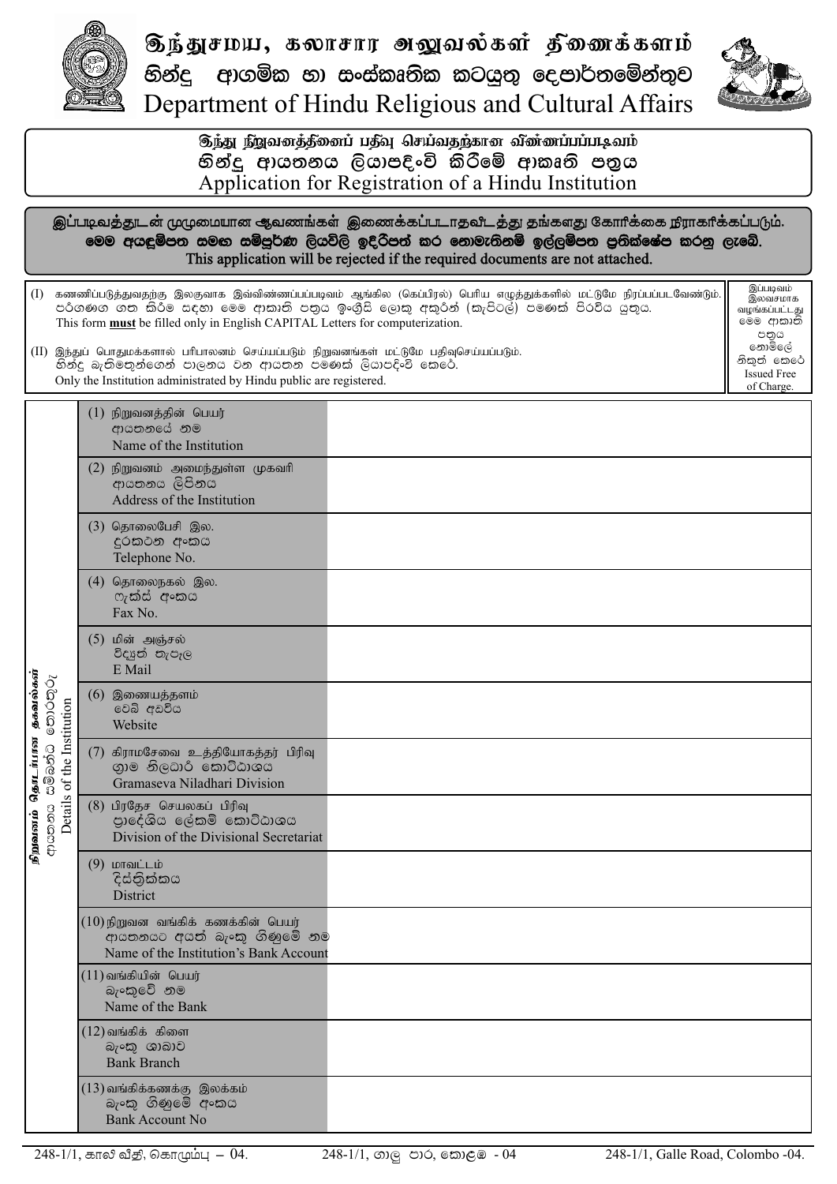# இந்துசமய, கலாசார அலுவல்கள் திணைக்களம்
# හින්දු ආගමික හා සංස්කෘතික කටයුතු දෙපාර්තමේන්තුව
# Department of Hindu Religious and Cultural Affairs

## இந்து நிறுவனத்தினைப் பதிவு செய்வதற்கான விண்ணப்பப்படிவம்
## හින්දු ආයතනය ලියාපදිංචි කිරීමේ ආකෘති පත්‍රය
## Application for Registration of a Hindu Institution

**இப்படிவத்துடன் முழுமையான ஆவணங்கள் இணைக்கப்படாதவிடத்து தங்களது கோரிக்கை நிராகரிக்கப்படும்.**
**මෙම අයදුම්පත සමඟ සම්පූර්ණ ලියවිලි ඉදිරිපත් කර නොමැතිනම් ඉල්ලුම්පත ප්‍රතික්ෂේප කරනු ලැබේ.**
**This application will be rejected if the required documents are not attached.**

(I) கணணிப்படுத்துவதற்கு இலகுவாக இவ்விண்ணப்பப்படிவம் ஆங்கில (கெப்பிரல்) பெரிய எழுத்துக்களில் மட்டுமே நிரப்பப்படவேண்டும்.
පරිගණක ගත කිරීම සඳහා මෙම ආකෘති පත්‍රය ඉංග්‍රීසි ලොකු අකුරින් (කැපිටල්) පමණක් පිරවිය යුතුය.
This form **must** be filled only in English CAPITAL Letters for computerization.

(II) இந்துப் பொதுமக்களால் பரிபாலனம் செய்யப்படும் நிறுவனங்கள் மட்டுமே பதிவுசெய்யப்படும்.
හින්දු බැතිමතුන්ගෙන් පාලනය වන ආයතන පමණක් ලියාපදිංචි කෙරේ.
Only the Institution administrated by Hindu public are registered.

இப்படிவம் இலவசமாக வழங்கப்பட்டது
මෙම ආකෘති පත්‍රය නොමිලේ නිකුත් කෙරේ
Issued Free of Charge.

**நிறுவனம் தொடர்பான தகவல்கள் / ආයතනය සම්බන්ධ තොරතුරු / Details of the Institution**

| | |
|---|---|
| (1) நிறுவனத்தின் பெயர் / ආයතනයේ නම / Name of the Institution | |
| (2) நிறுவனம் அமைந்துள்ள முகவரி / ආයතනය ලිපිනය / Address of the Institution | |
| (3) தொலைபேசி இல. / දුරකථන අංකය / Telephone No. | |
| (4) தொலைநகல் இல. / ෆැක්ස් අංකය / Fax No. | |
| (5) மின் அஞ்சல் / විද්‍යුත් තැපැල / E Mail | |
| (6) இணையத்தளம் / වෙබ් අඩවිය / Website | |
| (7) கிராமசேவை உத்தியோகத்தர் பிரிவு / ග්‍රාම නිලධාරී කොට්ඨාශය / Gramaseva Niladhari Division | |
| (8) பிரதேச செயலகப் பிரிவு / ප්‍රාදේශිය ලේකම් කොට්ඨාශය / Division of the Divisional Secretariat | |
| (9) மாவட்டம் / දිස්ත්‍රික්කය / District | |
| (10) நிறுவன வங்கிக் கணக்கின் பெயர் / ආයතනයට අයත් බැංකු ගිණුමේ නම / Name of the Institution's Bank Account | |
| (11) வங்கியின் பெயர் / බැංකුවේ නම / Name of the Bank | |
| (12) வங்கிக் கிளை / බැංකු ශාඛාව / Bank Branch | |
| (13) வங்கிக்கணக்கு இலக்கம் / බැංකු ගිණුමේ අංකය / Bank Account No | |

248-1/1, காலி வீதி, கொழும்பு – 04. 248-1/1, ගාලු පාර, කොළඹ - 04 248-1/1, Galle Road, Colombo -04.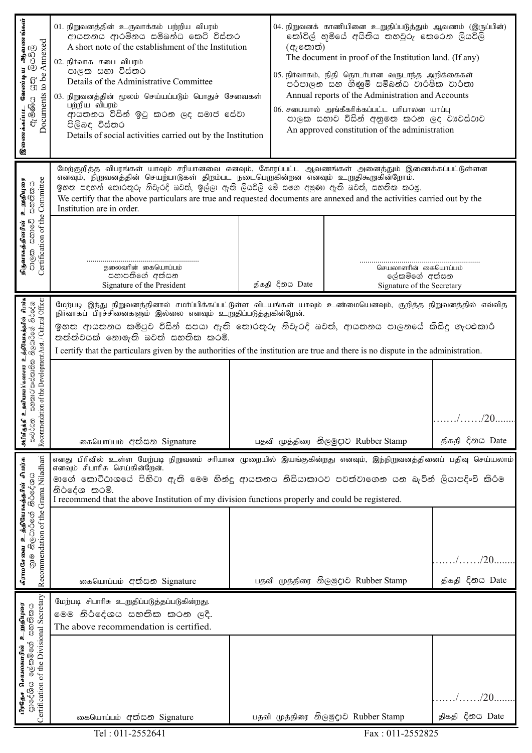**இணைக்கப்பட வேண்டிய ஆவணங்கள் / ඇමිණිය යුතු ලේඛන / Documents to be Annexed**

01. நிறுவனத்தின் உருவாக்கம் பற்றிய விபரம்
ආයතනය ආරම්භය සම්බන්ධ කෙටි විස්තර
A short note of the establishment of the Institution

02. நிர்வாக சபை விபரம்
පාලක සභා විස්තර
Details of the Administrative Committee

03. நிறுவனத்தின் மூலம் செய்யப்படும் பொதுச் சேவைகள் பற்றிய விபரம்
ආයතනය විසින් ඉටු කරන ලද සමාජ සේවා පිලිබඳ විස්තර
Details of social activities carried out by the Institution

04. நிறுவனக் காணியினை உறுதிப்படுத்தும் ஆவணம் (இருப்பின்)
කෝවිල් භූමියේ අයිතිය තහවුරු කෙරෙන ලියවිලි (ඇතොත්)
The document in proof of the Institution land. (If any)

05. நிர்வாகம், நிதி தொடர்பான வருடாந்த அறிக்கைகள்
පරිපාලන සහ ගිණුම් සම්බන්ධ වාර්ෂික වාර්තා
Annual reports of the Administration and Accounts

06. சபையால் அங்கீகரிக்கப்பட்ட பரிபாலன யாப்பு
පාලක සභාව විසින් අනුමත කරන ලද ව්‍යවස්ථාව
An approved constitution of the administration

---

**நிர்வாகத்தினரின் உறுதியுரை / පාලක සභාවේ සහතිකය / Certification of the Committee**

மேற்குறித்த விபரங்கள் யாவும் சரியானவை எனவும், கோரப்பட்ட ஆவணங்கள் அனைத்தும் இணைக்கப்பட்டுள்ளன எனவும், நிறுவனத்தின் செயற்பாடுகள் திறம்பட நடைபெறுகின்றன எனவும் உறுதிகூறுகின்றோம்.
ඉහත සඳහන් තොරතුරු නිවැරදි බවත්, ඉල්ලා ඇති ලියවිලි මේ සමග අමුණා ඇති බවත්, සහතික කරමු.
We certify that the above particulars are true and requested documents are annexed and the activities carried out by the Institution are in order.

| | | |
|---|---|---|
| ........................................ தலைவரின் கையொப்பம் / සභාපතිගේ අත්සන / Signature of the President | திகதி දිනය Date | ........................................ செயலாளரின் கையொப்பம் / ලේකම්ගේ අත්සන / Signature of the Secretary |

---

**அபிவிருத்தி உதவியாளர்/கலாசார உத்தியோகத்தரின் சிபார்சு / සංවර්ධන සහකාර/සංස්කෘතික නිලධාරීගේ නිර්දේශය / Recommendation of the Development Asst. / Cultural Officer**

மேற்படி இந்து நிறுவனத்தினால் சமர்ப்பிக்கப்பட்டுள்ள விடயங்கள் யாவும் உண்மையெனவும், குறித்த நிறுவனத்தில் எவ்வித நிர்வாகப் பிரச்சினைகளும் இல்லை எனவும் உறுதிப்படுத்துகின்றேன்.
ඉහත ආයතනය කමිටුව විසින් සපයා ඇති තොරතුරු නිවැරදි බවත්, ආයතන පාලනයේ කිසිදු ගැටළුකාරී තත්ත්වයක් නොමැති බවත් සහතික කරමි.
I certify that the particulars given by the authorities of the institution are true and there is no dispute in the administration.

| | | |
|---|---|---|
| கையொப்பம் අත්සන Signature | பதவி முத்திரை නිලමුද්‍රාව Rubber Stamp | ……/……/20....... திகதி දිනය Date |

---

**கிராமசேவை உத்தியோகத்தரின் சிபார்சு / ග්‍රාම නිලධාරීගේ නිර්දේශය / Recommendation of the Grama Niladhari**

எனது பிரிவில் உள்ள மேற்படி நிறுவனம் சரியான முறையில் இயங்குகின்றது எனவும், இந்நிறுவனத்தினைப் பதிவு செய்யலாம் எனவும் சிபாரிசு செய்கின்றேன்.
මාගේ කොට්ඨාශයේ පිහිටා ඇති මෙම හින්දු ආයතනය නිසියාකාරව පවත්වාගෙන යන බැවින් ලියාපදිංචි කිරීම නිර්දේශ කරමි.
I recommend that the above Institution of my division functions properly and could be registered.

| | | |
|---|---|---|
| கையொப்பம் අත්සන Signature | பதவி முத்திரை නිලමුද්‍රාව Rubber Stamp | ……/……/20....... திகதி දිනය Date |

---

**பிரதேச செயலாளரின் உறுதியுரை / ප්‍රාදේශීය ලේකම්ගේ සහතිකය / Certification of the Divisional Secretary**

மேற்படி சிபாரிசு உறுதிப்படுத்தப்படுகின்றது.
මෙම නිර්දේශය සහතික කරන ලදී.
The above recommendation is certified.

| | | |
|---|---|---|
| கையொப்பம் අත්සන Signature | பதவி முத்திரை නිලමුද්‍රාව Rubber Stamp | ……/……/20....... திகதி දිනය Date |

Tel : 011-2552641 Fax : 011-2552825